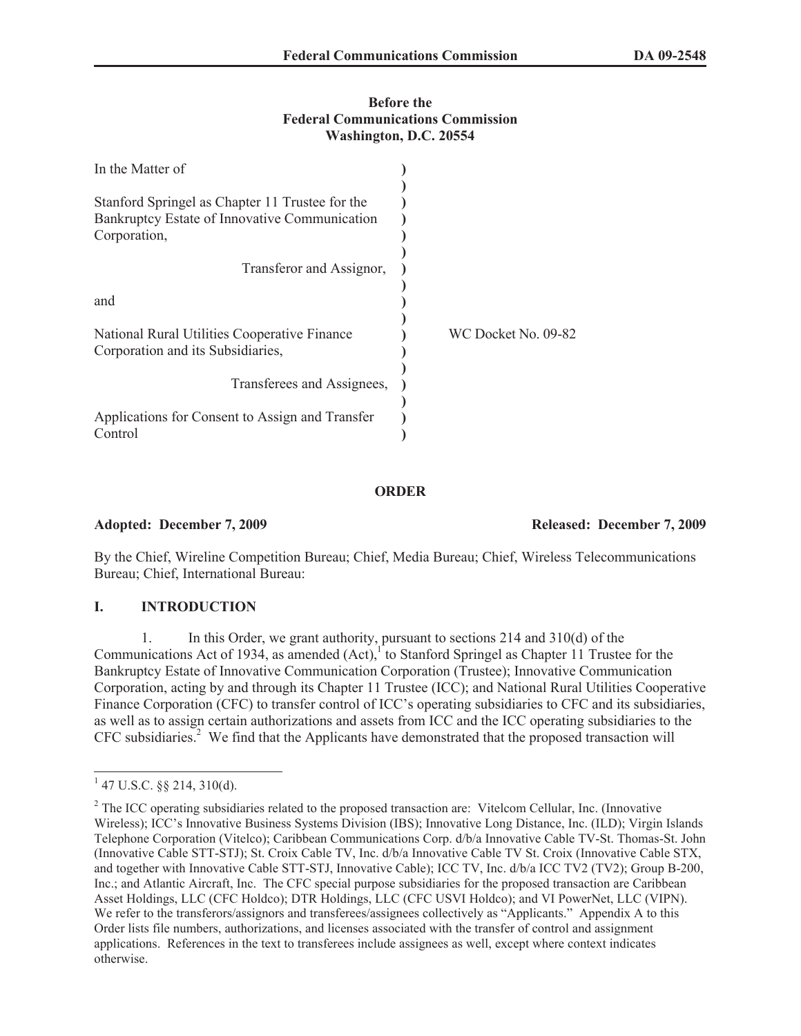**Before the**
**Federal Communications Commission**
**Washington, D.C. 20554**

| | | |
|---|---|---|
| In the Matter of<br><br>Stanford Springel as Chapter 11 Trustee for the Bankruptcy Estate of Innovative Communication Corporation,<br><br>Transferor and Assignor,<br><br>and<br><br>National Rural Utilities Cooperative Finance Corporation and its Subsidiaries,<br><br>Transferees and Assignees,<br><br>Applications for Consent to Assign and Transfer Control | ) | WC Docket No. 09-82 |

**ORDER**

**Adopted: December 7, 2009** **Released: December 7, 2009**

By the Chief, Wireline Competition Bureau; Chief, Media Bureau; Chief, Wireless Telecommunications Bureau; Chief, International Bureau:

## I. INTRODUCTION

1. In this Order, we grant authority, pursuant to sections 214 and 310(d) of the Communications Act of 1934, as amended (Act),[1] to Stanford Springel as Chapter 11 Trustee for the Bankruptcy Estate of Innovative Communication Corporation (Trustee); Innovative Communication Corporation, acting by and through its Chapter 11 Trustee (ICC); and National Rural Utilities Cooperative Finance Corporation (CFC) to transfer control of ICC's operating subsidiaries to CFC and its subsidiaries, as well as to assign certain authorizations and assets from ICC and the ICC operating subsidiaries to the CFC subsidiaries.[2] We find that the Applicants have demonstrated that the proposed transaction will

[1] 47 U.S.C. §§ 214, 310(d).

[2] The ICC operating subsidiaries related to the proposed transaction are: Vitelcom Cellular, Inc. (Innovative Wireless); ICC's Innovative Business Systems Division (IBS); Innovative Long Distance, Inc. (ILD); Virgin Islands Telephone Corporation (Vitelco); Caribbean Communications Corp. d/b/a Innovative Cable TV-St. Thomas-St. John (Innovative Cable STT-STJ); St. Croix Cable TV, Inc. d/b/a Innovative Cable TV St. Croix (Innovative Cable STX, and together with Innovative Cable STT-STJ, Innovative Cable); ICC TV, Inc. d/b/a ICC TV2 (TV2); Group B-200, Inc.; and Atlantic Aircraft, Inc. The CFC special purpose subsidiaries for the proposed transaction are Caribbean Asset Holdings, LLC (CFC Holdco); DTR Holdings, LLC (CFC USVI Holdco); and VI PowerNet, LLC (VIPN). We refer to the transferors/assignors and transferees/assignees collectively as "Applicants." Appendix A to this Order lists file numbers, authorizations, and licenses associated with the transfer of control and assignment applications. References in the text to transferees include assignees as well, except where context indicates otherwise.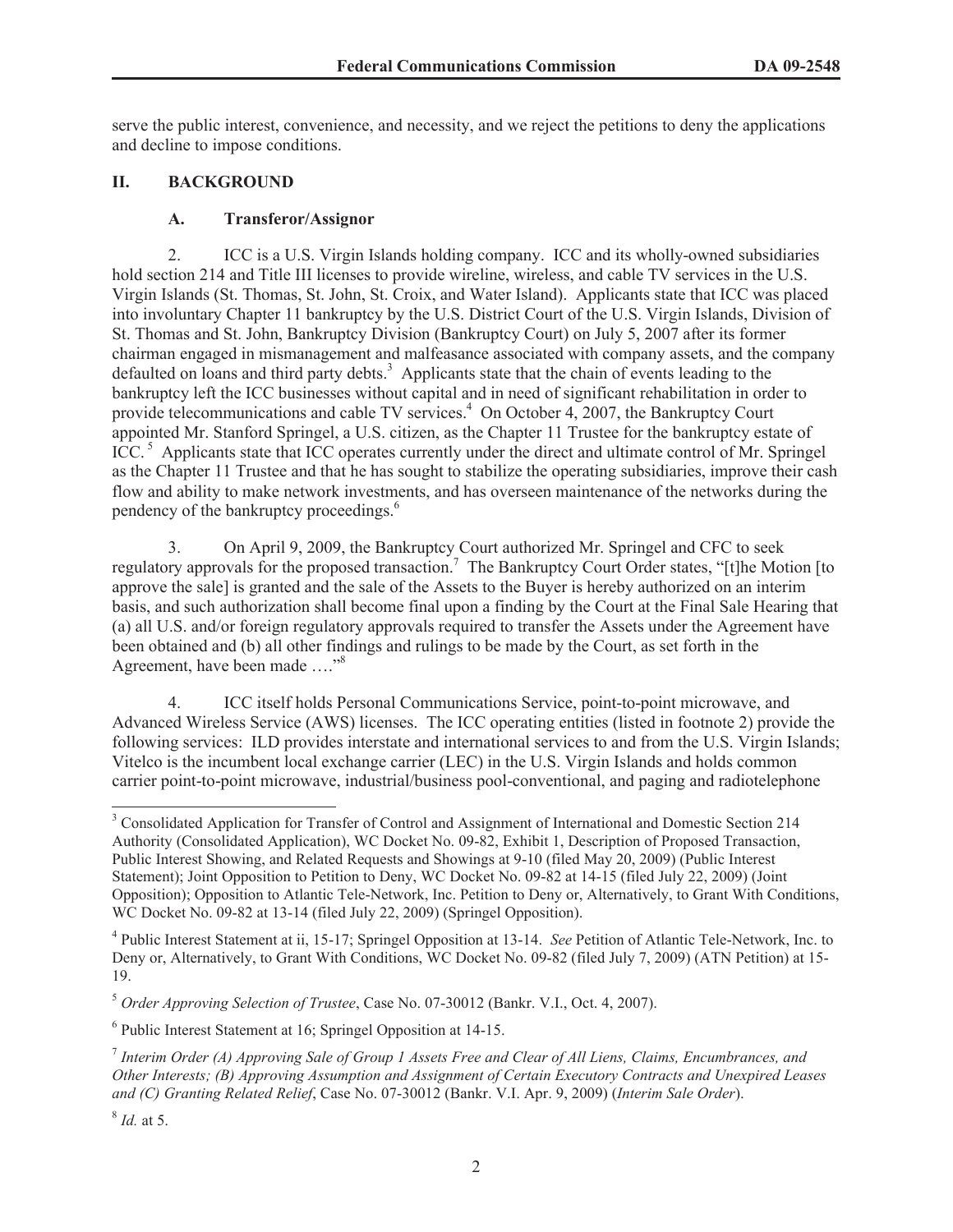serve the public interest, convenience, and necessity, and we reject the petitions to deny the applications and decline to impose conditions.

## II. BACKGROUND

### A. Transferor/Assignor

2. ICC is a U.S. Virgin Islands holding company. ICC and its wholly-owned subsidiaries hold section 214 and Title III licenses to provide wireline, wireless, and cable TV services in the U.S. Virgin Islands (St. Thomas, St. John, St. Croix, and Water Island). Applicants state that ICC was placed into involuntary Chapter 11 bankruptcy by the U.S. District Court of the U.S. Virgin Islands, Division of St. Thomas and St. John, Bankruptcy Division (Bankruptcy Court) on July 5, 2007 after its former chairman engaged in mismanagement and malfeasance associated with company assets, and the company defaulted on loans and third party debts.[3] Applicants state that the chain of events leading to the bankruptcy left the ICC businesses without capital and in need of significant rehabilitation in order to provide telecommunications and cable TV services.[4] On October 4, 2007, the Bankruptcy Court appointed Mr. Stanford Springel, a U.S. citizen, as the Chapter 11 Trustee for the bankruptcy estate of ICC.[5] Applicants state that ICC operates currently under the direct and ultimate control of Mr. Springel as the Chapter 11 Trustee and that he has sought to stabilize the operating subsidiaries, improve their cash flow and ability to make network investments, and has overseen maintenance of the networks during the pendency of the bankruptcy proceedings.[6]

3. On April 9, 2009, the Bankruptcy Court authorized Mr. Springel and CFC to seek regulatory approvals for the proposed transaction.[7] The Bankruptcy Court Order states, "[t]he Motion [to approve the sale] is granted and the sale of the Assets to the Buyer is hereby authorized on an interim basis, and such authorization shall become final upon a finding by the Court at the Final Sale Hearing that (a) all U.S. and/or foreign regulatory approvals required to transfer the Assets under the Agreement have been obtained and (b) all other findings and rulings to be made by the Court, as set forth in the Agreement, have been made …."[8]

4. ICC itself holds Personal Communications Service, point-to-point microwave, and Advanced Wireless Service (AWS) licenses. The ICC operating entities (listed in footnote 2) provide the following services: ILD provides interstate and international services to and from the U.S. Virgin Islands; Vitelco is the incumbent local exchange carrier (LEC) in the U.S. Virgin Islands and holds common carrier point-to-point microwave, industrial/business pool-conventional, and paging and radiotelephone

---

[3] Consolidated Application for Transfer of Control and Assignment of International and Domestic Section 214 Authority (Consolidated Application), WC Docket No. 09-82, Exhibit 1, Description of Proposed Transaction, Public Interest Showing, and Related Requests and Showings at 9-10 (filed May 20, 2009) (Public Interest Statement); Joint Opposition to Petition to Deny, WC Docket No. 09-82 at 14-15 (filed July 22, 2009) (Joint Opposition); Opposition to Atlantic Tele-Network, Inc. Petition to Deny or, Alternatively, to Grant With Conditions, WC Docket No. 09-82 at 13-14 (filed July 22, 2009) (Springel Opposition).

[4] Public Interest Statement at ii, 15-17; Springel Opposition at 13-14. *See* Petition of Atlantic Tele-Network, Inc. to Deny or, Alternatively, to Grant With Conditions, WC Docket No. 09-82 (filed July 7, 2009) (ATN Petition) at 15-19.

[5] *Order Approving Selection of Trustee*, Case No. 07-30012 (Bankr. V.I., Oct. 4, 2007).

[6] Public Interest Statement at 16; Springel Opposition at 14-15.

[7] *Interim Order (A) Approving Sale of Group 1 Assets Free and Clear of All Liens, Claims, Encumbrances, and Other Interests; (B) Approving Assumption and Assignment of Certain Executory Contracts and Unexpired Leases and (C) Granting Related Relief*, Case No. 07-30012 (Bankr. V.I. Apr. 9, 2009) (*Interim Sale Order*).

[8] *Id.* at 5.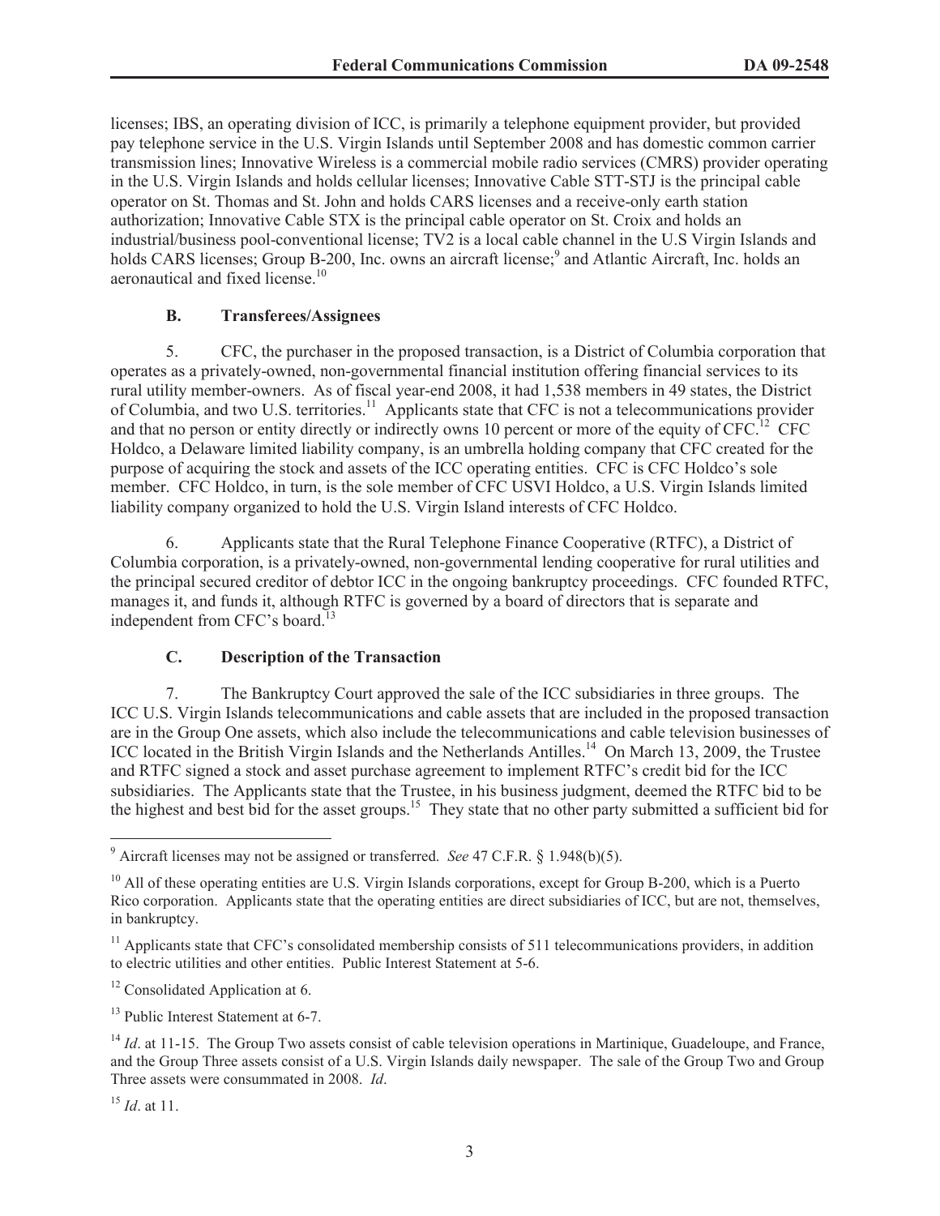licenses; IBS, an operating division of ICC, is primarily a telephone equipment provider, but provided pay telephone service in the U.S. Virgin Islands until September 2008 and has domestic common carrier transmission lines; Innovative Wireless is a commercial mobile radio services (CMRS) provider operating in the U.S. Virgin Islands and holds cellular licenses; Innovative Cable STT-STJ is the principal cable operator on St. Thomas and St. John and holds CARS licenses and a receive-only earth station authorization; Innovative Cable STX is the principal cable operator on St. Croix and holds an industrial/business pool-conventional license; TV2 is a local cable channel in the U.S Virgin Islands and holds CARS licenses; Group B-200, Inc. owns an aircraft license;[9] and Atlantic Aircraft, Inc. holds an aeronautical and fixed license.[10]

### B. Transferees/Assignees

5. CFC, the purchaser in the proposed transaction, is a District of Columbia corporation that operates as a privately-owned, non-governmental financial institution offering financial services to its rural utility member-owners. As of fiscal year-end 2008, it had 1,538 members in 49 states, the District of Columbia, and two U.S. territories.[11] Applicants state that CFC is not a telecommunications provider and that no person or entity directly or indirectly owns 10 percent or more of the equity of CFC.[12] CFC Holdco, a Delaware limited liability company, is an umbrella holding company that CFC created for the purpose of acquiring the stock and assets of the ICC operating entities. CFC is CFC Holdco's sole member. CFC Holdco, in turn, is the sole member of CFC USVI Holdco, a U.S. Virgin Islands limited liability company organized to hold the U.S. Virgin Island interests of CFC Holdco.

6. Applicants state that the Rural Telephone Finance Cooperative (RTFC), a District of Columbia corporation, is a privately-owned, non-governmental lending cooperative for rural utilities and the principal secured creditor of debtor ICC in the ongoing bankruptcy proceedings. CFC founded RTFC, manages it, and funds it, although RTFC is governed by a board of directors that is separate and independent from CFC's board.[13]

### C. Description of the Transaction

7. The Bankruptcy Court approved the sale of the ICC subsidiaries in three groups. The ICC U.S. Virgin Islands telecommunications and cable assets that are included in the proposed transaction are in the Group One assets, which also include the telecommunications and cable television businesses of ICC located in the British Virgin Islands and the Netherlands Antilles.[14] On March 13, 2009, the Trustee and RTFC signed a stock and asset purchase agreement to implement RTFC's credit bid for the ICC subsidiaries. The Applicants state that the Trustee, in his business judgment, deemed the RTFC bid to be the highest and best bid for the asset groups.[15] They state that no other party submitted a sufficient bid for

---

[9] Aircraft licenses may not be assigned or transferred. *See* 47 C.F.R. § 1.948(b)(5).

[10] All of these operating entities are U.S. Virgin Islands corporations, except for Group B-200, which is a Puerto Rico corporation. Applicants state that the operating entities are direct subsidiaries of ICC, but are not, themselves, in bankruptcy.

[11] Applicants state that CFC's consolidated membership consists of 511 telecommunications providers, in addition to electric utilities and other entities. Public Interest Statement at 5-6.

[12] Consolidated Application at 6.

[13] Public Interest Statement at 6-7.

[14] *Id*. at 11-15. The Group Two assets consist of cable television operations in Martinique, Guadeloupe, and France, and the Group Three assets consist of a U.S. Virgin Islands daily newspaper. The sale of the Group Two and Group Three assets were consummated in 2008. *Id*.

[15] *Id*. at 11.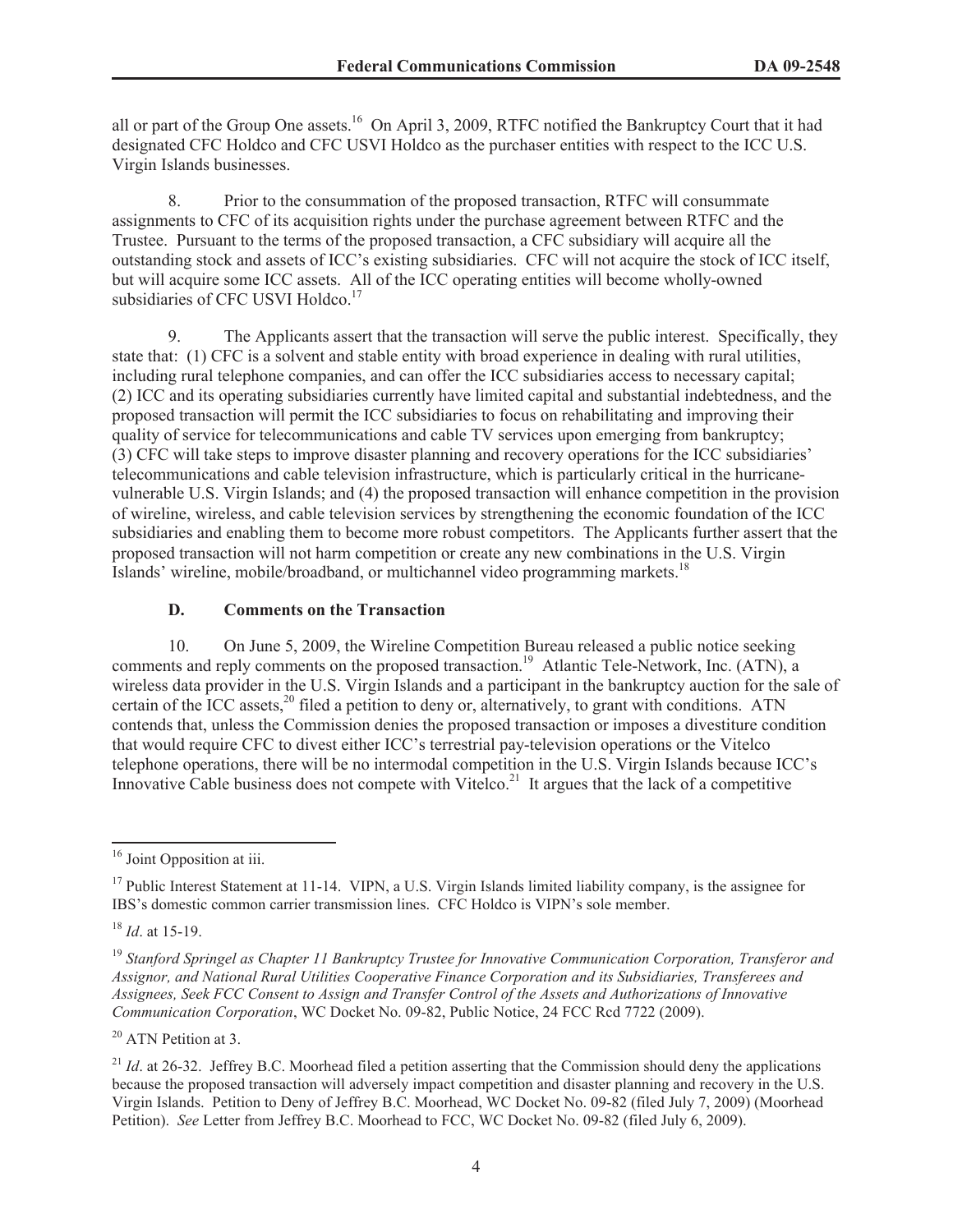all or part of the Group One assets.[16] On April 3, 2009, RTFC notified the Bankruptcy Court that it had designated CFC Holdco and CFC USVI Holdco as the purchaser entities with respect to the ICC U.S. Virgin Islands businesses.

8. Prior to the consummation of the proposed transaction, RTFC will consummate assignments to CFC of its acquisition rights under the purchase agreement between RTFC and the Trustee. Pursuant to the terms of the proposed transaction, a CFC subsidiary will acquire all the outstanding stock and assets of ICC's existing subsidiaries. CFC will not acquire the stock of ICC itself, but will acquire some ICC assets. All of the ICC operating entities will become wholly-owned subsidiaries of CFC USVI Holdco.[17]

9. The Applicants assert that the transaction will serve the public interest. Specifically, they state that: (1) CFC is a solvent and stable entity with broad experience in dealing with rural utilities, including rural telephone companies, and can offer the ICC subsidiaries access to necessary capital; (2) ICC and its operating subsidiaries currently have limited capital and substantial indebtedness, and the proposed transaction will permit the ICC subsidiaries to focus on rehabilitating and improving their quality of service for telecommunications and cable TV services upon emerging from bankruptcy; (3) CFC will take steps to improve disaster planning and recovery operations for the ICC subsidiaries' telecommunications and cable television infrastructure, which is particularly critical in the hurricane-vulnerable U.S. Virgin Islands; and (4) the proposed transaction will enhance competition in the provision of wireline, wireless, and cable television services by strengthening the economic foundation of the ICC subsidiaries and enabling them to become more robust competitors. The Applicants further assert that the proposed transaction will not harm competition or create any new combinations in the U.S. Virgin Islands' wireline, mobile/broadband, or multichannel video programming markets.[18]

### D. Comments on the Transaction

10. On June 5, 2009, the Wireline Competition Bureau released a public notice seeking comments and reply comments on the proposed transaction.[19] Atlantic Tele-Network, Inc. (ATN), a wireless data provider in the U.S. Virgin Islands and a participant in the bankruptcy auction for the sale of certain of the ICC assets,[20] filed a petition to deny or, alternatively, to grant with conditions. ATN contends that, unless the Commission denies the proposed transaction or imposes a divestiture condition that would require CFC to divest either ICC's terrestrial pay-television operations or the Vitelco telephone operations, there will be no intermodal competition in the U.S. Virgin Islands because ICC's Innovative Cable business does not compete with Vitelco.[21] It argues that the lack of a competitive

---

[16] Joint Opposition at iii.

[17] Public Interest Statement at 11-14. VIPN, a U.S. Virgin Islands limited liability company, is the assignee for IBS's domestic common carrier transmission lines. CFC Holdco is VIPN's sole member.

[18] *Id*. at 15-19.

[19] *Stanford Springel as Chapter 11 Bankruptcy Trustee for Innovative Communication Corporation, Transferor and Assignor, and National Rural Utilities Cooperative Finance Corporation and its Subsidiaries, Transferees and Assignees, Seek FCC Consent to Assign and Transfer Control of the Assets and Authorizations of Innovative Communication Corporation*, WC Docket No. 09-82, Public Notice, 24 FCC Rcd 7722 (2009).

[20] ATN Petition at 3.

[21] *Id*. at 26-32. Jeffrey B.C. Moorhead filed a petition asserting that the Commission should deny the applications because the proposed transaction will adversely impact competition and disaster planning and recovery in the U.S. Virgin Islands. Petition to Deny of Jeffrey B.C. Moorhead, WC Docket No. 09-82 (filed July 7, 2009) (Moorhead Petition). *See* Letter from Jeffrey B.C. Moorhead to FCC, WC Docket No. 09-82 (filed July 6, 2009).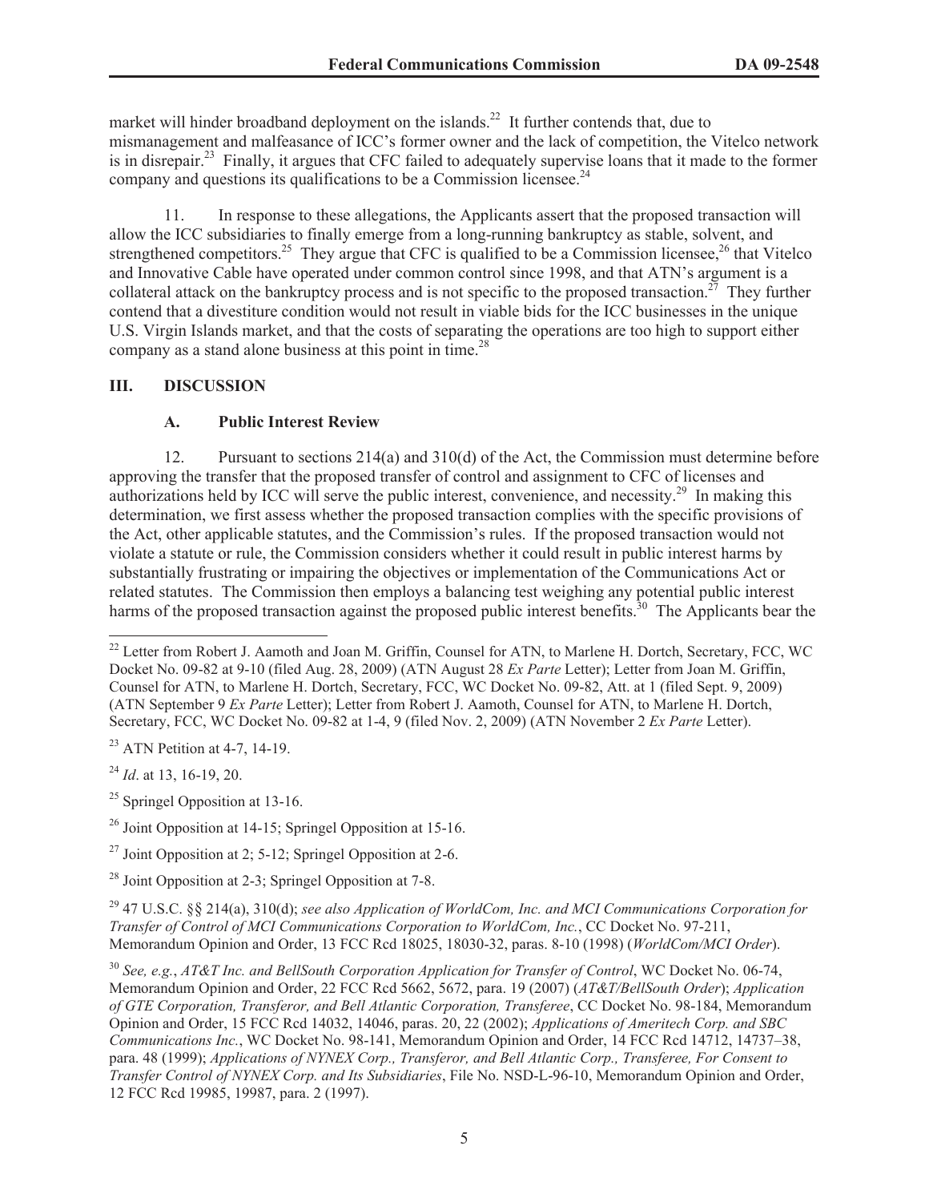market will hinder broadband deployment on the islands.[22] It further contends that, due to mismanagement and malfeasance of ICC's former owner and the lack of competition, the Vitelco network is in disrepair.[23] Finally, it argues that CFC failed to adequately supervise loans that it made to the former company and questions its qualifications to be a Commission licensee.[24]

11. In response to these allegations, the Applicants assert that the proposed transaction will allow the ICC subsidiaries to finally emerge from a long-running bankruptcy as stable, solvent, and strengthened competitors.[25] They argue that CFC is qualified to be a Commission licensee,[26] that Vitelco and Innovative Cable have operated under common control since 1998, and that ATN's argument is a collateral attack on the bankruptcy process and is not specific to the proposed transaction.[27] They further contend that a divestiture condition would not result in viable bids for the ICC businesses in the unique U.S. Virgin Islands market, and that the costs of separating the operations are too high to support either company as a stand alone business at this point in time.[28]

## III. DISCUSSION

### A. Public Interest Review

12. Pursuant to sections 214(a) and 310(d) of the Act, the Commission must determine before approving the transfer that the proposed transfer of control and assignment to CFC of licenses and authorizations held by ICC will serve the public interest, convenience, and necessity.[29] In making this determination, we first assess whether the proposed transaction complies with the specific provisions of the Act, other applicable statutes, and the Commission's rules. If the proposed transaction would not violate a statute or rule, the Commission considers whether it could result in public interest harms by substantially frustrating or impairing the objectives or implementation of the Communications Act or related statutes. The Commission then employs a balancing test weighing any potential public interest harms of the proposed transaction against the proposed public interest benefits.[30] The Applicants bear the

---

[22] Letter from Robert J. Aamoth and Joan M. Griffin, Counsel for ATN, to Marlene H. Dortch, Secretary, FCC, WC Docket No. 09-82 at 9-10 (filed Aug. 28, 2009) (ATN August 28 *Ex Parte* Letter); Letter from Joan M. Griffin, Counsel for ATN, to Marlene H. Dortch, Secretary, FCC, WC Docket No. 09-82, Att. at 1 (filed Sept. 9, 2009) (ATN September 9 *Ex Parte* Letter); Letter from Robert J. Aamoth, Counsel for ATN, to Marlene H. Dortch, Secretary, FCC, WC Docket No. 09-82 at 1-4, 9 (filed Nov. 2, 2009) (ATN November 2 *Ex Parte* Letter).

[23] ATN Petition at 4-7, 14-19.

[24] *Id*. at 13, 16-19, 20.

[25] Springel Opposition at 13-16.

[26] Joint Opposition at 14-15; Springel Opposition at 15-16.

[27] Joint Opposition at 2; 5-12; Springel Opposition at 2-6.

[28] Joint Opposition at 2-3; Springel Opposition at 7-8.

[29] 47 U.S.C. §§ 214(a), 310(d); *see also Application of WorldCom, Inc. and MCI Communications Corporation for Transfer of Control of MCI Communications Corporation to WorldCom, Inc.*, CC Docket No. 97-211, Memorandum Opinion and Order, 13 FCC Rcd 18025, 18030-32, paras. 8-10 (1998) (*WorldCom/MCI Order*).

[30] *See, e.g.*, *AT&T Inc. and BellSouth Corporation Application for Transfer of Control*, WC Docket No. 06-74, Memorandum Opinion and Order, 22 FCC Rcd 5662, 5672, para. 19 (2007) (*AT&T/BellSouth Order*); *Application of GTE Corporation, Transferor, and Bell Atlantic Corporation, Transferee*, CC Docket No. 98-184, Memorandum Opinion and Order, 15 FCC Rcd 14032, 14046, paras. 20, 22 (2002); *Applications of Ameritech Corp. and SBC Communications Inc.*, WC Docket No. 98-141, Memorandum Opinion and Order, 14 FCC Rcd 14712, 14737–38, para. 48 (1999); *Applications of NYNEX Corp., Transferor, and Bell Atlantic Corp., Transferee, For Consent to Transfer Control of NYNEX Corp. and Its Subsidiaries*, File No. NSD-L-96-10, Memorandum Opinion and Order, 12 FCC Rcd 19985, 19987, para. 2 (1997).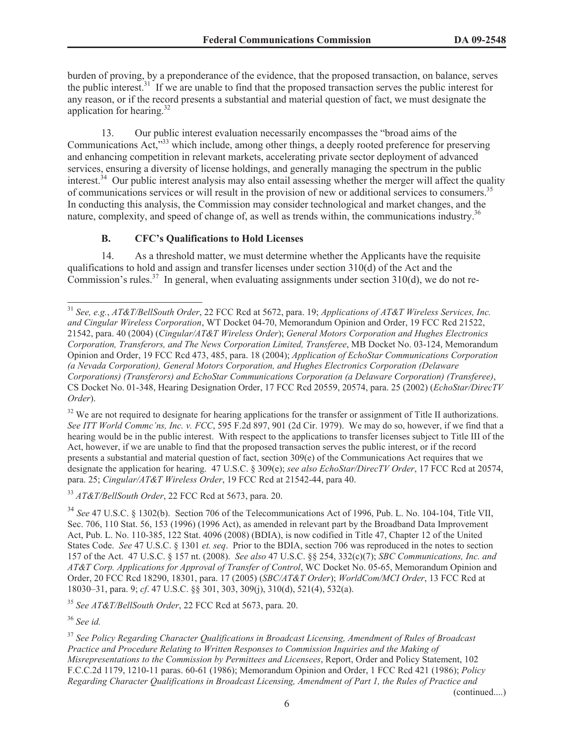burden of proving, by a preponderance of the evidence, that the proposed transaction, on balance, serves the public interest.[31] If we are unable to find that the proposed transaction serves the public interest for any reason, or if the record presents a substantial and material question of fact, we must designate the application for hearing.[32]

13. Our public interest evaluation necessarily encompasses the "broad aims of the Communications Act,"[33] which include, among other things, a deeply rooted preference for preserving and enhancing competition in relevant markets, accelerating private sector deployment of advanced services, ensuring a diversity of license holdings, and generally managing the spectrum in the public interest.[34] Our public interest analysis may also entail assessing whether the merger will affect the quality of communications services or will result in the provision of new or additional services to consumers.[35] In conducting this analysis, the Commission may consider technological and market changes, and the nature, complexity, and speed of change of, as well as trends within, the communications industry.[36]

### B. CFC's Qualifications to Hold Licenses

14. As a threshold matter, we must determine whether the Applicants have the requisite qualifications to hold and assign and transfer licenses under section 310(d) of the Act and the Commission's rules.[37] In general, when evaluating assignments under section 310(d), we do not re-

---

[31] *See, e.g.*, *AT&T/BellSouth Order*, 22 FCC Rcd at 5672, para. 19; *Applications of AT&T Wireless Services, Inc. and Cingular Wireless Corporation*, WT Docket 04-70, Memorandum Opinion and Order, 19 FCC Rcd 21522, 21542, para. 40 (2004) (*Cingular/AT&T Wireless Order*); *General Motors Corporation and Hughes Electronics Corporation, Transferors, and The News Corporation Limited, Transferee*, MB Docket No. 03-124, Memorandum Opinion and Order, 19 FCC Rcd 473, 485, para. 18 (2004); *Application of EchoStar Communications Corporation (a Nevada Corporation), General Motors Corporation, and Hughes Electronics Corporation (Delaware Corporations) (Transferors) and EchoStar Communications Corporation (a Delaware Corporation) (Transferee)*, CS Docket No. 01-348, Hearing Designation Order, 17 FCC Rcd 20559, 20574, para. 25 (2002) (*EchoStar/DirecTV Order*).

[32] We are not required to designate for hearing applications for the transfer or assignment of Title II authorizations. *See ITT World Commc'ns, Inc. v. FCC*, 595 F.2d 897, 901 (2d Cir. 1979). We may do so, however, if we find that a hearing would be in the public interest. With respect to the applications to transfer licenses subject to Title III of the Act, however, if we are unable to find that the proposed transaction serves the public interest, or if the record presents a substantial and material question of fact, section 309(e) of the Communications Act requires that we designate the application for hearing. 47 U.S.C. § 309(e); *see also EchoStar/DirecTV Order*, 17 FCC Rcd at 20574, para. 25; *Cingular/AT&T Wireless Order*, 19 FCC Rcd at 21542-44, para 40.

[33] *AT&T/BellSouth Order*, 22 FCC Rcd at 5673, para. 20.

[34] *See* 47 U.S.C. § 1302(b). Section 706 of the Telecommunications Act of 1996, Pub. L. No. 104-104, Title VII, Sec. 706, 110 Stat. 56, 153 (1996) (1996 Act), as amended in relevant part by the Broadband Data Improvement Act, Pub. L. No. 110-385, 122 Stat. 4096 (2008) (BDIA), is now codified in Title 47, Chapter 12 of the United States Code. *See* 47 U.S.C. § 1301 *et. seq*. Prior to the BDIA, section 706 was reproduced in the notes to section 157 of the Act. 47 U.S.C. § 157 nt. (2008). *See also* 47 U.S.C. §§ 254, 332(c)(7); *SBC Communications, Inc. and AT&T Corp. Applications for Approval of Transfer of Control*, WC Docket No. 05-65, Memorandum Opinion and Order, 20 FCC Rcd 18290, 18301, para. 17 (2005) (*SBC/AT&T Order*); *WorldCom/MCI Order*, 13 FCC Rcd at 18030–31, para. 9; *cf*. 47 U.S.C. §§ 301, 303, 309(j), 310(d), 521(4), 532(a).

[35] *See AT&T/BellSouth Order*, 22 FCC Rcd at 5673, para. 20.

[36] *See id.*

[37] *See Policy Regarding Character Qualifications in Broadcast Licensing, Amendment of Rules of Broadcast Practice and Procedure Relating to Written Responses to Commission Inquiries and the Making of Misrepresentations to the Commission by Permittees and Licensees*, Report, Order and Policy Statement, 102 F.C.C.2d 1179, 1210-11 paras. 60-61 (1986); Memorandum Opinion and Order, 1 FCC Rcd 421 (1986); *Policy Regarding Character Qualifications in Broadcast Licensing, Amendment of Part 1, the Rules of Practice and*

(continued....)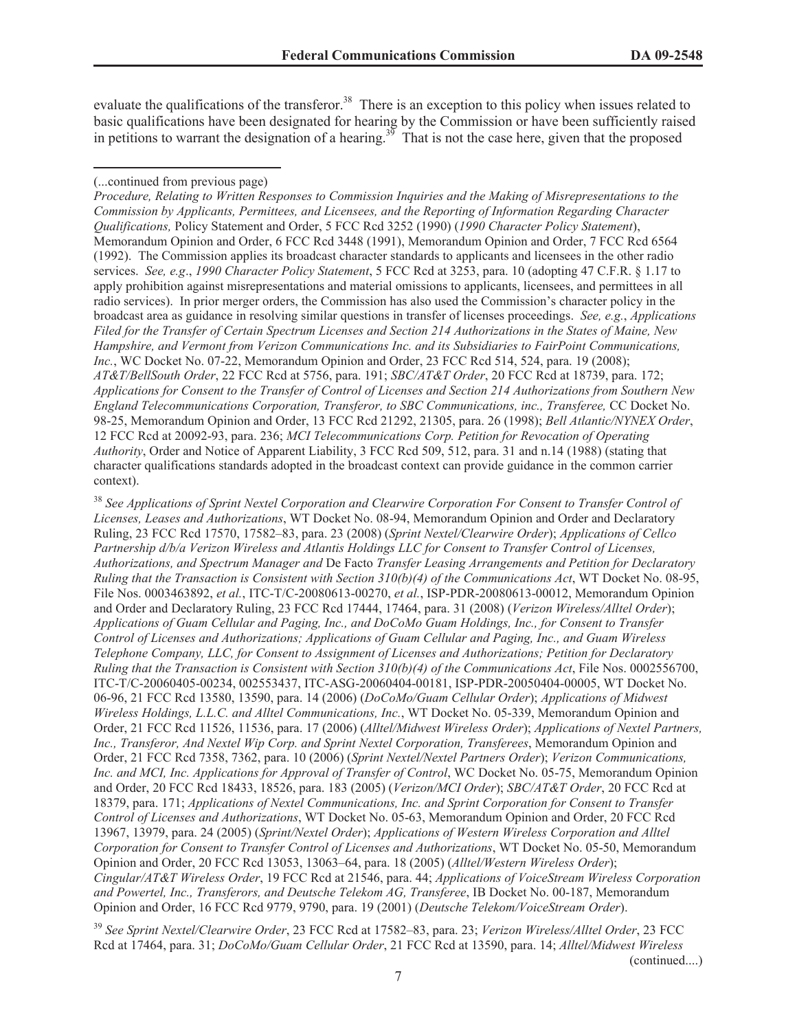evaluate the qualifications of the transferor.[38] There is an exception to this policy when issues related to basic qualifications have been designated for hearing by the Commission or have been sufficiently raised in petitions to warrant the designation of a hearing.[39] That is not the case here, given that the proposed

(...continued from previous page)

*Procedure, Relating to Written Responses to Commission Inquiries and the Making of Misrepresentations to the Commission by Applicants, Permittees, and Licensees, and the Reporting of Information Regarding Character Qualifications,* Policy Statement and Order, 5 FCC Rcd 3252 (1990) (*1990 Character Policy Statement*), Memorandum Opinion and Order, 6 FCC Rcd 3448 (1991), Memorandum Opinion and Order, 7 FCC Rcd 6564 (1992). The Commission applies its broadcast character standards to applicants and licensees in the other radio services. *See, e.g*., *1990 Character Policy Statement*, 5 FCC Rcd at 3253, para. 10 (adopting 47 C.F.R. § 1.17 to apply prohibition against misrepresentations and material omissions to applicants, licensees, and permittees in all radio services). In prior merger orders, the Commission has also used the Commission's character policy in the broadcast area as guidance in resolving similar questions in transfer of licenses proceedings. *See, e.g.*, *Applications Filed for the Transfer of Certain Spectrum Licenses and Section 214 Authorizations in the States of Maine, New Hampshire, and Vermont from Verizon Communications Inc. and its Subsidiaries to FairPoint Communications, Inc.*, WC Docket No. 07-22, Memorandum Opinion and Order, 23 FCC Rcd 514, 524, para. 19 (2008); *AT&T/BellSouth Order*, 22 FCC Rcd at 5756, para. 191; *SBC/AT&T Order*, 20 FCC Rcd at 18739, para. 172; *Applications for Consent to the Transfer of Control of Licenses and Section 214 Authorizations from Southern New England Telecommunications Corporation, Transferor, to SBC Communications, inc., Transferee,* CC Docket No. 98-25, Memorandum Opinion and Order, 13 FCC Rcd 21292, 21305, para. 26 (1998); *Bell Atlantic/NYNEX Order*, 12 FCC Rcd at 20092-93, para. 236; *MCI Telecommunications Corp. Petition for Revocation of Operating Authority*, Order and Notice of Apparent Liability, 3 FCC Rcd 509, 512, para. 31 and n.14 (1988) (stating that character qualifications standards adopted in the broadcast context can provide guidance in the common carrier context).

[38] *See Applications of Sprint Nextel Corporation and Clearwire Corporation For Consent to Transfer Control of Licenses, Leases and Authorizations*, WT Docket No. 08-94, Memorandum Opinion and Order and Declaratory Ruling, 23 FCC Rcd 17570, 17582–83, para. 23 (2008) (*Sprint Nextel/Clearwire Order*); *Applications of Cellco Partnership d/b/a Verizon Wireless and Atlantis Holdings LLC for Consent to Transfer Control of Licenses, Authorizations, and Spectrum Manager and* De Facto *Transfer Leasing Arrangements and Petition for Declaratory Ruling that the Transaction is Consistent with Section 310(b)(4) of the Communications Act*, WT Docket No. 08-95, File Nos. 0003463892, *et al.*, ITC-T/C-20080613-00270, *et al.*, ISP-PDR-20080613-00012, Memorandum Opinion and Order and Declaratory Ruling, 23 FCC Rcd 17444, 17464, para. 31 (2008) (*Verizon Wireless/Alltel Order*); *Applications of Guam Cellular and Paging, Inc., and DoCoMo Guam Holdings, Inc., for Consent to Transfer Control of Licenses and Authorizations; Applications of Guam Cellular and Paging, Inc., and Guam Wireless Telephone Company, LLC, for Consent to Assignment of Licenses and Authorizations; Petition for Declaratory Ruling that the Transaction is Consistent with Section 310(b)(4) of the Communications Act*, File Nos. 0002556700, ITC-T/C-20060405-00234, 002553437, ITC-ASG-20060404-00181, ISP-PDR-20050404-00005, WT Docket No. 06-96, 21 FCC Rcd 13580, 13590, para. 14 (2006) (*DoCoMo/Guam Cellular Order*); *Applications of Midwest Wireless Holdings, L.L.C. and Alltel Communications, Inc.*, WT Docket No. 05-339, Memorandum Opinion and Order, 21 FCC Rcd 11526, 11536, para. 17 (2006) (*Alltel/Midwest Wireless Order*); *Applications of Nextel Partners, Inc., Transferor, And Nextel Wip Corp. and Sprint Nextel Corporation, Transferees*, Memorandum Opinion and Order, 21 FCC Rcd 7358, 7362, para. 10 (2006) (*Sprint Nextel/Nextel Partners Order*); *Verizon Communications, Inc. and MCI, Inc. Applications for Approval of Transfer of Control*, WC Docket No. 05-75, Memorandum Opinion and Order, 20 FCC Rcd 18433, 18526, para. 183 (2005) (*Verizon/MCI Order*); *SBC/AT&T Order*, 20 FCC Rcd at 18379, para. 171; *Applications of Nextel Communications, Inc. and Sprint Corporation for Consent to Transfer Control of Licenses and Authorizations*, WT Docket No. 05-63, Memorandum Opinion and Order, 20 FCC Rcd 13967, 13979, para. 24 (2005) (*Sprint/Nextel Order*); *Applications of Western Wireless Corporation and Alltel Corporation for Consent to Transfer Control of Licenses and Authorizations*, WT Docket No. 05-50, Memorandum Opinion and Order, 20 FCC Rcd 13053, 13063–64, para. 18 (2005) (*Alltel/Western Wireless Order*); *Cingular/AT&T Wireless Order*, 19 FCC Rcd at 21546, para. 44; *Applications of VoiceStream Wireless Corporation and Powertel, Inc., Transferors, and Deutsche Telekom AG, Transferee*, IB Docket No. 00-187, Memorandum Opinion and Order, 16 FCC Rcd 9779, 9790, para. 19 (2001) (*Deutsche Telekom/VoiceStream Order*).

[39] *See Sprint Nextel/Clearwire Order*, 23 FCC Rcd at 17582–83, para. 23; *Verizon Wireless/Alltel Order*, 23 FCC Rcd at 17464, para. 31; *DoCoMo/Guam Cellular Order*, 21 FCC Rcd at 13590, para. 14; *Alltel/Midwest Wireless*

(continued....)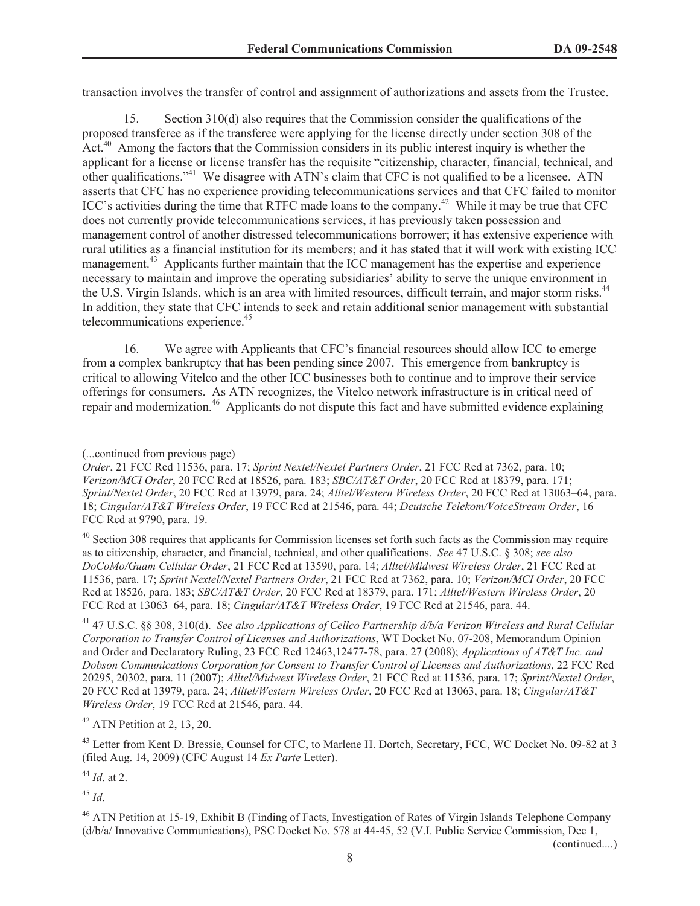transaction involves the transfer of control and assignment of authorizations and assets from the Trustee.

15. Section 310(d) also requires that the Commission consider the qualifications of the proposed transferee as if the transferee were applying for the license directly under section 308 of the Act.[40] Among the factors that the Commission considers in its public interest inquiry is whether the applicant for a license or license transfer has the requisite "citizenship, character, financial, technical, and other qualifications."[41] We disagree with ATN's claim that CFC is not qualified to be a licensee. ATN asserts that CFC has no experience providing telecommunications services and that CFC failed to monitor ICC's activities during the time that RTFC made loans to the company.[42] While it may be true that CFC does not currently provide telecommunications services, it has previously taken possession and management control of another distressed telecommunications borrower; it has extensive experience with rural utilities as a financial institution for its members; and it has stated that it will work with existing ICC management.[43] Applicants further maintain that the ICC management has the expertise and experience necessary to maintain and improve the operating subsidiaries' ability to serve the unique environment in the U.S. Virgin Islands, which is an area with limited resources, difficult terrain, and major storm risks.[44] In addition, they state that CFC intends to seek and retain additional senior management with substantial telecommunications experience.[45]

16. We agree with Applicants that CFC's financial resources should allow ICC to emerge from a complex bankruptcy that has been pending since 2007. This emergence from bankruptcy is critical to allowing Vitelco and the other ICC businesses both to continue and to improve their service offerings for consumers. As ATN recognizes, the Vitelco network infrastructure is in critical need of repair and modernization.[46] Applicants do not dispute this fact and have submitted evidence explaining

---

(...continued from previous page)
*Order*, 21 FCC Rcd 11536, para. 17; *Sprint Nextel/Nextel Partners Order*, 21 FCC Rcd at 7362, para. 10; *Verizon/MCI Order*, 20 FCC Rcd at 18526, para. 183; *SBC/AT&T Order*, 20 FCC Rcd at 18379, para. 171; *Sprint/Nextel Order*, 20 FCC Rcd at 13979, para. 24; *Alltel/Western Wireless Order*, 20 FCC Rcd at 13063–64, para. 18; *Cingular/AT&T Wireless Order*, 19 FCC Rcd at 21546, para. 44; *Deutsche Telekom/VoiceStream Order*, 16 FCC Rcd at 9790, para. 19.

[40] Section 308 requires that applicants for Commission licenses set forth such facts as the Commission may require as to citizenship, character, and financial, technical, and other qualifications. *See* 47 U.S.C. § 308; *see also DoCoMo/Guam Cellular Order*, 21 FCC Rcd at 13590, para. 14; *Alltel/Midwest Wireless Order*, 21 FCC Rcd at 11536, para. 17; *Sprint Nextel/Nextel Partners Order*, 21 FCC Rcd at 7362, para. 10; *Verizon/MCI Order*, 20 FCC Rcd at 18526, para. 183; *SBC/AT&T Order*, 20 FCC Rcd at 18379, para. 171; *Alltel/Western Wireless Order*, 20 FCC Rcd at 13063–64, para. 18; *Cingular/AT&T Wireless Order*, 19 FCC Rcd at 21546, para. 44.

[41] 47 U.S.C. §§ 308, 310(d). *See also Applications of Cellco Partnership d/b/a Verizon Wireless and Rural Cellular Corporation to Transfer Control of Licenses and Authorizations*, WT Docket No. 07-208, Memorandum Opinion and Order and Declaratory Ruling, 23 FCC Rcd 12463,12477-78, para. 27 (2008); *Applications of AT&T Inc. and Dobson Communications Corporation for Consent to Transfer Control of Licenses and Authorizations*, 22 FCC Rcd 20295, 20302, para. 11 (2007); *Alltel/Midwest Wireless Order*, 21 FCC Rcd at 11536, para. 17; *Sprint/Nextel Order*, 20 FCC Rcd at 13979, para. 24; *Alltel/Western Wireless Order*, 20 FCC Rcd at 13063, para. 18; *Cingular/AT&T Wireless Order*, 19 FCC Rcd at 21546, para. 44.

[42] ATN Petition at 2, 13, 20.

[43] Letter from Kent D. Bressie, Counsel for CFC, to Marlene H. Dortch, Secretary, FCC, WC Docket No. 09-82 at 3 (filed Aug. 14, 2009) (CFC August 14 *Ex Parte* Letter).

[44] *Id*. at 2.

[45] *Id*.

[46] ATN Petition at 15-19, Exhibit B (Finding of Facts, Investigation of Rates of Virgin Islands Telephone Company (d/b/a/ Innovative Communications), PSC Docket No. 578 at 44-45, 52 (V.I. Public Service Commission, Dec 1,

(continued....)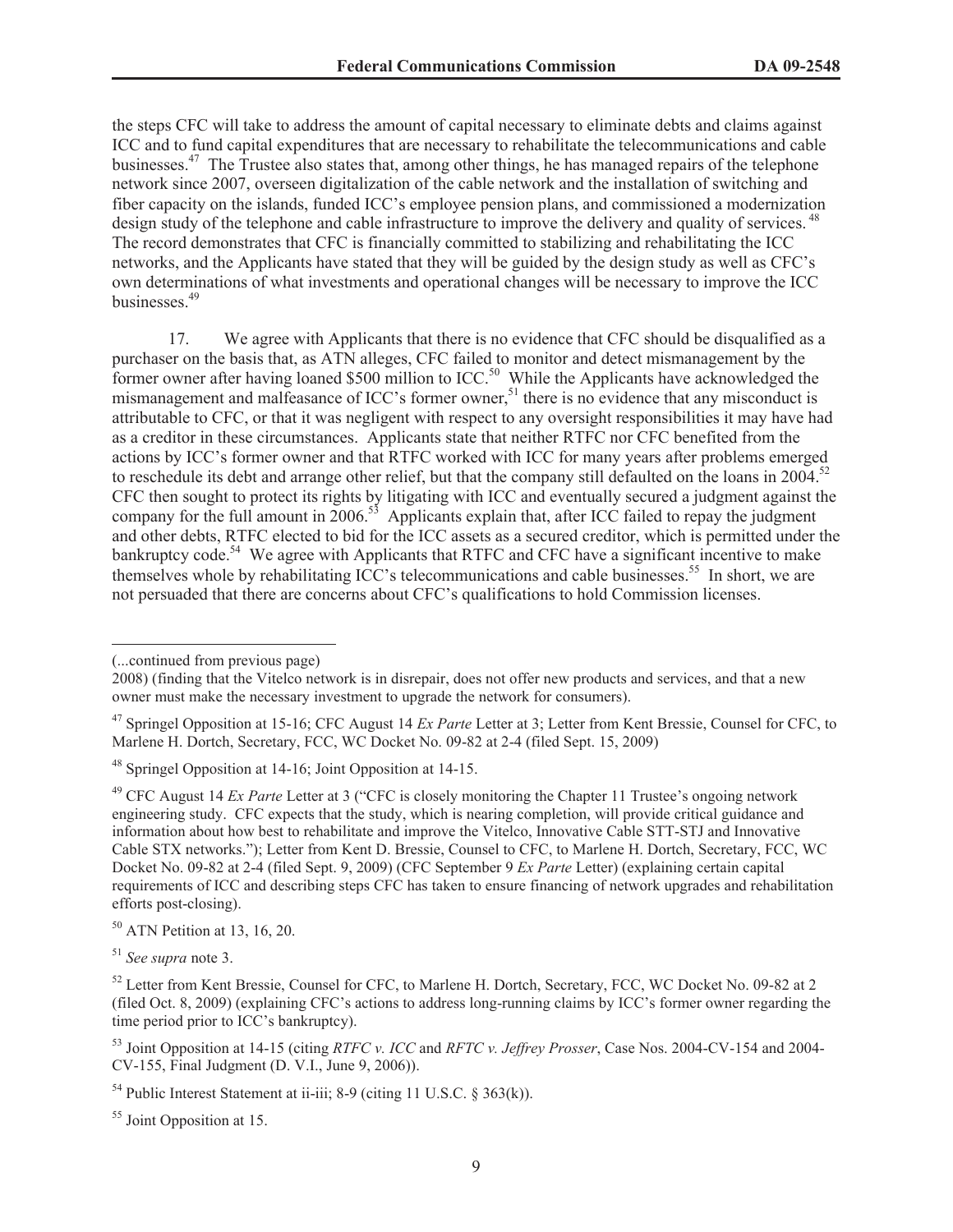the steps CFC will take to address the amount of capital necessary to eliminate debts and claims against ICC and to fund capital expenditures that are necessary to rehabilitate the telecommunications and cable businesses.[47] The Trustee also states that, among other things, he has managed repairs of the telephone network since 2007, overseen digitalization of the cable network and the installation of switching and fiber capacity on the islands, funded ICC's employee pension plans, and commissioned a modernization design study of the telephone and cable infrastructure to improve the delivery and quality of services.[48] The record demonstrates that CFC is financially committed to stabilizing and rehabilitating the ICC networks, and the Applicants have stated that they will be guided by the design study as well as CFC's own determinations of what investments and operational changes will be necessary to improve the ICC businesses.[49]

17. We agree with Applicants that there is no evidence that CFC should be disqualified as a purchaser on the basis that, as ATN alleges, CFC failed to monitor and detect mismanagement by the former owner after having loaned \$500 million to ICC.[50] While the Applicants have acknowledged the mismanagement and malfeasance of ICC's former owner,[51] there is no evidence that any misconduct is attributable to CFC, or that it was negligent with respect to any oversight responsibilities it may have had as a creditor in these circumstances. Applicants state that neither RTFC nor CFC benefited from the actions by ICC's former owner and that RTFC worked with ICC for many years after problems emerged to reschedule its debt and arrange other relief, but that the company still defaulted on the loans in 2004.[52] CFC then sought to protect its rights by litigating with ICC and eventually secured a judgment against the company for the full amount in 2006.[53] Applicants explain that, after ICC failed to repay the judgment and other debts, RTFC elected to bid for the ICC assets as a secured creditor, which is permitted under the bankruptcy code.[54] We agree with Applicants that RTFC and CFC have a significant incentive to make themselves whole by rehabilitating ICC's telecommunications and cable businesses.[55] In short, we are not persuaded that there are concerns about CFC's qualifications to hold Commission licenses.

---

(...continued from previous page)
2008) (finding that the Vitelco network is in disrepair, does not offer new products and services, and that a new owner must make the necessary investment to upgrade the network for consumers).

[47] Springel Opposition at 15-16; CFC August 14 *Ex Parte* Letter at 3; Letter from Kent Bressie, Counsel for CFC, to Marlene H. Dortch, Secretary, FCC, WC Docket No. 09-82 at 2-4 (filed Sept. 15, 2009)

[48] Springel Opposition at 14-16; Joint Opposition at 14-15.

[49] CFC August 14 *Ex Parte* Letter at 3 ("CFC is closely monitoring the Chapter 11 Trustee's ongoing network engineering study. CFC expects that the study, which is nearing completion, will provide critical guidance and information about how best to rehabilitate and improve the Vitelco, Innovative Cable STT-STJ and Innovative Cable STX networks."); Letter from Kent D. Bressie, Counsel to CFC, to Marlene H. Dortch, Secretary, FCC, WC Docket No. 09-82 at 2-4 (filed Sept. 9, 2009) (CFC September 9 *Ex Parte* Letter) (explaining certain capital requirements of ICC and describing steps CFC has taken to ensure financing of network upgrades and rehabilitation efforts post-closing).

[50] ATN Petition at 13, 16, 20.

[51] *See supra* note 3.

[52] Letter from Kent Bressie, Counsel for CFC, to Marlene H. Dortch, Secretary, FCC, WC Docket No. 09-82 at 2 (filed Oct. 8, 2009) (explaining CFC's actions to address long-running claims by ICC's former owner regarding the time period prior to ICC's bankruptcy).

[53] Joint Opposition at 14-15 (citing *RTFC v. ICC* and *RFTC v. Jeffrey Prosser*, Case Nos. 2004-CV-154 and 2004-CV-155, Final Judgment (D. V.I., June 9, 2006)).

[54] Public Interest Statement at ii-iii; 8-9 (citing 11 U.S.C. § 363(k)).

[55] Joint Opposition at 15.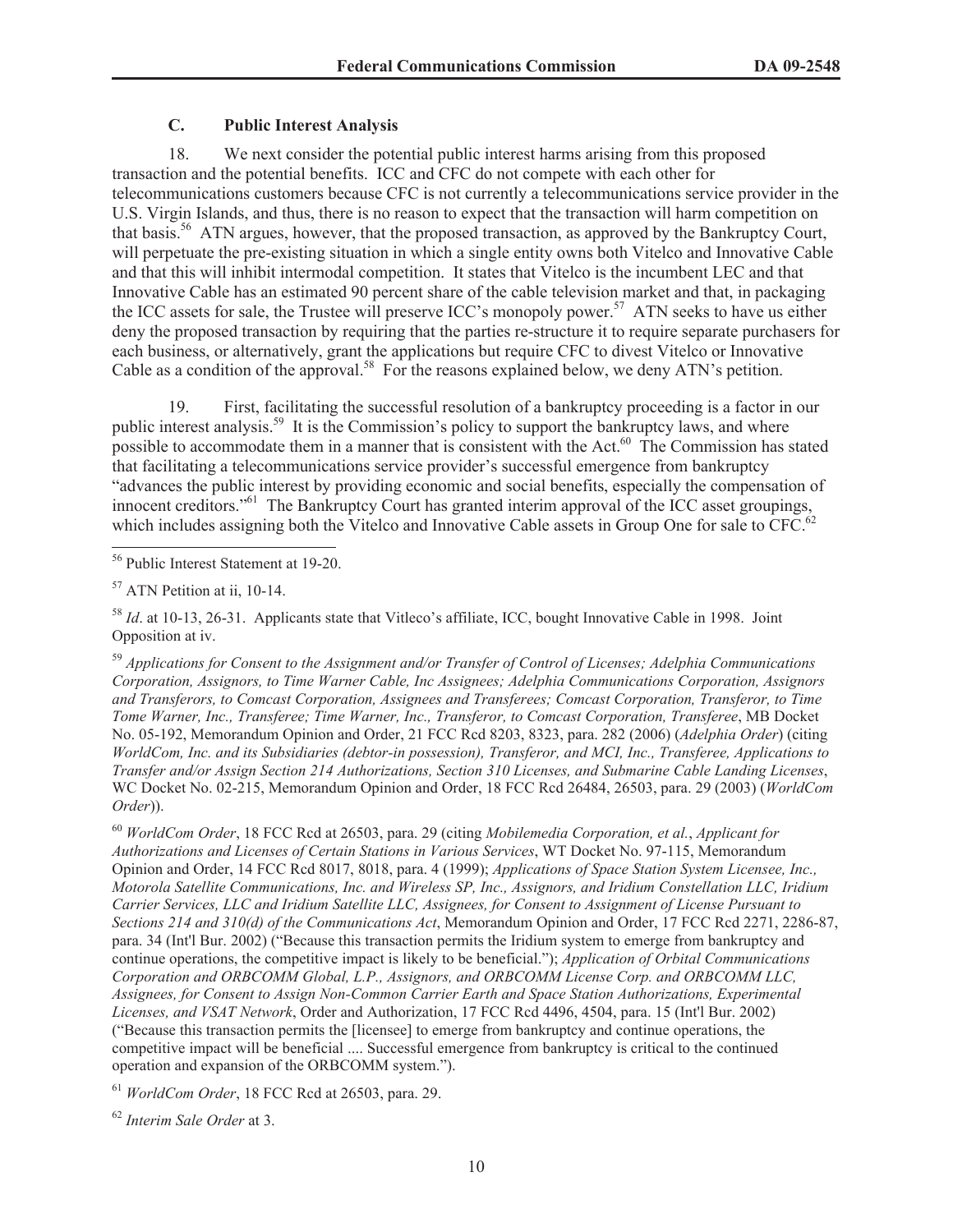### C. Public Interest Analysis

18. We next consider the potential public interest harms arising from this proposed transaction and the potential benefits. ICC and CFC do not compete with each other for telecommunications customers because CFC is not currently a telecommunications service provider in the U.S. Virgin Islands, and thus, there is no reason to expect that the transaction will harm competition on that basis.[56] ATN argues, however, that the proposed transaction, as approved by the Bankruptcy Court, will perpetuate the pre-existing situation in which a single entity owns both Vitelco and Innovative Cable and that this will inhibit intermodal competition. It states that Vitelco is the incumbent LEC and that Innovative Cable has an estimated 90 percent share of the cable television market and that, in packaging the ICC assets for sale, the Trustee will preserve ICC's monopoly power.[57] ATN seeks to have us either deny the proposed transaction by requiring that the parties re-structure it to require separate purchasers for each business, or alternatively, grant the applications but require CFC to divest Vitelco or Innovative Cable as a condition of the approval.[58] For the reasons explained below, we deny ATN's petition.

19. First, facilitating the successful resolution of a bankruptcy proceeding is a factor in our public interest analysis.[59] It is the Commission's policy to support the bankruptcy laws, and where possible to accommodate them in a manner that is consistent with the Act.[60] The Commission has stated that facilitating a telecommunications service provider's successful emergence from bankruptcy "advances the public interest by providing economic and social benefits, especially the compensation of innocent creditors."[61] The Bankruptcy Court has granted interim approval of the ICC asset groupings, which includes assigning both the Vitelco and Innovative Cable assets in Group One for sale to CFC.[62]

---

[56] Public Interest Statement at 19-20.

[57] ATN Petition at ii, 10-14.

[58] *Id*. at 10-13, 26-31. Applicants state that Vitleco's affiliate, ICC, bought Innovative Cable in 1998. Joint Opposition at iv.

[59] *Applications for Consent to the Assignment and/or Transfer of Control of Licenses; Adelphia Communications Corporation, Assignors, to Time Warner Cable, Inc Assignees; Adelphia Communications Corporation, Assignors and Transferors, to Comcast Corporation, Assignees and Transferees; Comcast Corporation, Transferor, to Time Tome Warner, Inc., Transferee; Time Warner, Inc., Transferor, to Comcast Corporation, Transferee*, MB Docket No. 05-192, Memorandum Opinion and Order, 21 FCC Rcd 8203, 8323, para. 282 (2006) (*Adelphia Order*) (citing *WorldCom, Inc. and its Subsidiaries (debtor-in possession), Transferor, and MCI, Inc., Transferee, Applications to Transfer and/or Assign Section 214 Authorizations, Section 310 Licenses, and Submarine Cable Landing Licenses*, WC Docket No. 02-215, Memorandum Opinion and Order, 18 FCC Rcd 26484, 26503, para. 29 (2003) (*WorldCom Order*)).

[60] *WorldCom Order*, 18 FCC Rcd at 26503, para. 29 (citing *Mobilemedia Corporation, et al.*, *Applicant for Authorizations and Licenses of Certain Stations in Various Services*, WT Docket No. 97-115, Memorandum Opinion and Order, 14 FCC Rcd 8017, 8018, para. 4 (1999); *Applications of Space Station System Licensee, Inc., Motorola Satellite Communications, Inc. and Wireless SP, Inc., Assignors, and Iridium Constellation LLC, Iridium Carrier Services, LLC and Iridium Satellite LLC, Assignees, for Consent to Assignment of License Pursuant to Sections 214 and 310(d) of the Communications Act*, Memorandum Opinion and Order, 17 FCC Rcd 2271, 2286-87, para. 34 (Int'l Bur. 2002) ("Because this transaction permits the Iridium system to emerge from bankruptcy and continue operations, the competitive impact is likely to be beneficial."); *Application of Orbital Communications Corporation and ORBCOMM Global, L.P., Assignors, and ORBCOMM License Corp. and ORBCOMM LLC, Assignees, for Consent to Assign Non-Common Carrier Earth and Space Station Authorizations, Experimental Licenses, and VSAT Network*, Order and Authorization, 17 FCC Rcd 4496, 4504, para. 15 (Int'l Bur. 2002) ("Because this transaction permits the [licensee] to emerge from bankruptcy and continue operations, the competitive impact will be beneficial .... Successful emergence from bankruptcy is critical to the continued operation and expansion of the ORBCOMM system.").

[61] *WorldCom Order*, 18 FCC Rcd at 26503, para. 29.

[62] *Interim Sale Order* at 3.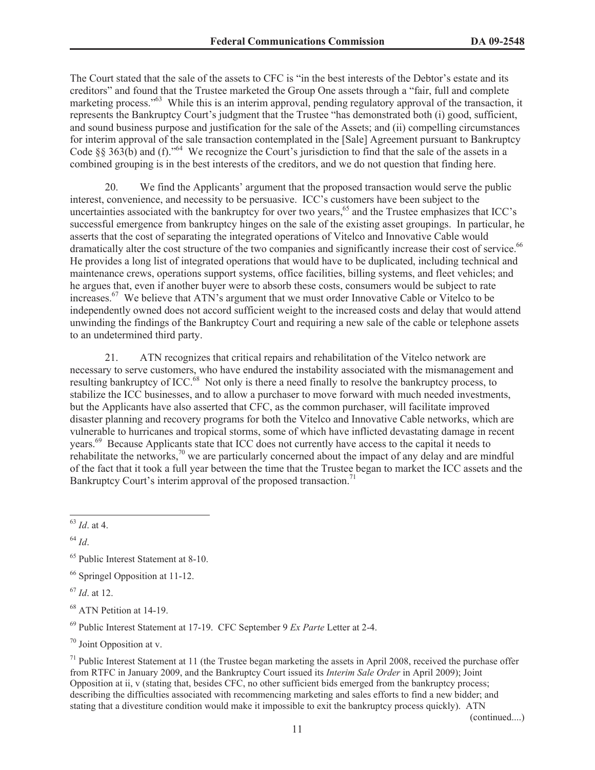The Court stated that the sale of the assets to CFC is "in the best interests of the Debtor's estate and its creditors" and found that the Trustee marketed the Group One assets through a "fair, full and complete marketing process."[63] While this is an interim approval, pending regulatory approval of the transaction, it represents the Bankruptcy Court's judgment that the Trustee "has demonstrated both (i) good, sufficient, and sound business purpose and justification for the sale of the Assets; and (ii) compelling circumstances for interim approval of the sale transaction contemplated in the [Sale] Agreement pursuant to Bankruptcy Code §§ 363(b) and (f)."[64] We recognize the Court's jurisdiction to find that the sale of the assets in a combined grouping is in the best interests of the creditors, and we do not question that finding here.

20. We find the Applicants' argument that the proposed transaction would serve the public interest, convenience, and necessity to be persuasive. ICC's customers have been subject to the uncertainties associated with the bankruptcy for over two years,[65] and the Trustee emphasizes that ICC's successful emergence from bankruptcy hinges on the sale of the existing asset groupings. In particular, he asserts that the cost of separating the integrated operations of Vitelco and Innovative Cable would dramatically alter the cost structure of the two companies and significantly increase their cost of service.[66] He provides a long list of integrated operations that would have to be duplicated, including technical and maintenance crews, operations support systems, office facilities, billing systems, and fleet vehicles; and he argues that, even if another buyer were to absorb these costs, consumers would be subject to rate increases.[67] We believe that ATN's argument that we must order Innovative Cable or Vitelco to be independently owned does not accord sufficient weight to the increased costs and delay that would attend unwinding the findings of the Bankruptcy Court and requiring a new sale of the cable or telephone assets to an undetermined third party.

21. ATN recognizes that critical repairs and rehabilitation of the Vitelco network are necessary to serve customers, who have endured the instability associated with the mismanagement and resulting bankruptcy of ICC.[68] Not only is there a need finally to resolve the bankruptcy process, to stabilize the ICC businesses, and to allow a purchaser to move forward with much needed investments, but the Applicants have also asserted that CFC, as the common purchaser, will facilitate improved disaster planning and recovery programs for both the Vitelco and Innovative Cable networks, which are vulnerable to hurricanes and tropical storms, some of which have inflicted devastating damage in recent years.[69] Because Applicants state that ICC does not currently have access to the capital it needs to rehabilitate the networks,[70] we are particularly concerned about the impact of any delay and are mindful of the fact that it took a full year between the time that the Trustee began to market the ICC assets and the Bankruptcy Court's interim approval of the proposed transaction.[71]

---

[63] *Id*. at 4.

[64] *Id*.

[65] Public Interest Statement at 8-10.

[66] Springel Opposition at 11-12.

[67] *Id*. at 12.

[68] ATN Petition at 14-19.

[69] Public Interest Statement at 17-19. CFC September 9 *Ex Parte* Letter at 2-4.

[70] Joint Opposition at v.

[71] Public Interest Statement at 11 (the Trustee began marketing the assets in April 2008, received the purchase offer from RTFC in January 2009, and the Bankruptcy Court issued its *Interim Sale Order* in April 2009); Joint Opposition at ii, v (stating that, besides CFC, no other sufficient bids emerged from the bankruptcy process; describing the difficulties associated with recommencing marketing and sales efforts to find a new bidder; and stating that a divestiture condition would make it impossible to exit the bankruptcy process quickly). ATN

(continued....)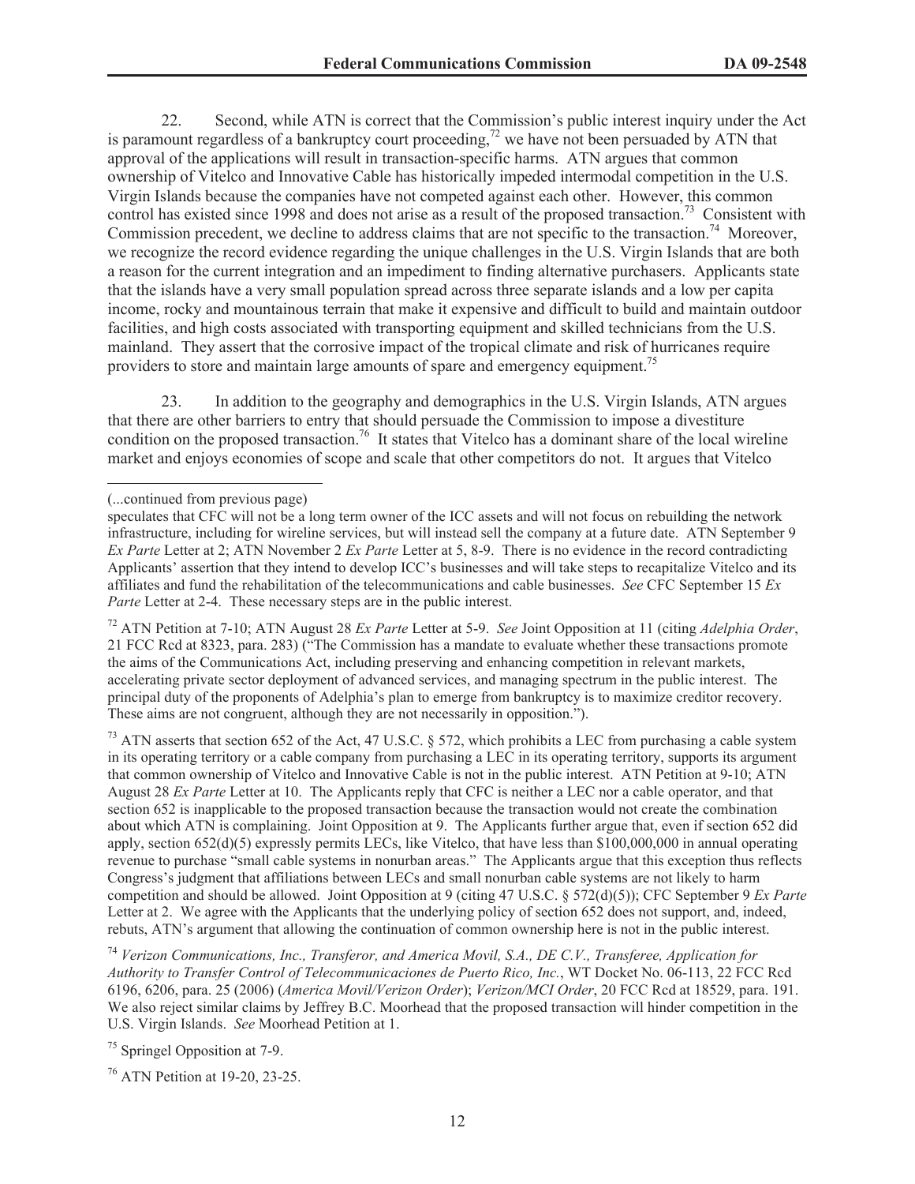22. Second, while ATN is correct that the Commission's public interest inquiry under the Act is paramount regardless of a bankruptcy court proceeding,[72] we have not been persuaded by ATN that approval of the applications will result in transaction-specific harms. ATN argues that common ownership of Vitelco and Innovative Cable has historically impeded intermodal competition in the U.S. Virgin Islands because the companies have not competed against each other. However, this common control has existed since 1998 and does not arise as a result of the proposed transaction.[73] Consistent with Commission precedent, we decline to address claims that are not specific to the transaction.[74] Moreover, we recognize the record evidence regarding the unique challenges in the U.S. Virgin Islands that are both a reason for the current integration and an impediment to finding alternative purchasers. Applicants state that the islands have a very small population spread across three separate islands and a low per capita income, rocky and mountainous terrain that make it expensive and difficult to build and maintain outdoor facilities, and high costs associated with transporting equipment and skilled technicians from the U.S. mainland. They assert that the corrosive impact of the tropical climate and risk of hurricanes require providers to store and maintain large amounts of spare and emergency equipment.[75]

23. In addition to the geography and demographics in the U.S. Virgin Islands, ATN argues that there are other barriers to entry that should persuade the Commission to impose a divestiture condition on the proposed transaction.[76] It states that Vitelco has a dominant share of the local wireline market and enjoys economies of scope and scale that other competitors do not. It argues that Vitelco

---

(...continued from previous page)

speculates that CFC will not be a long term owner of the ICC assets and will not focus on rebuilding the network infrastructure, including for wireline services, but will instead sell the company at a future date. ATN September 9 *Ex Parte* Letter at 2; ATN November 2 *Ex Parte* Letter at 5, 8-9. There is no evidence in the record contradicting Applicants' assertion that they intend to develop ICC's businesses and will take steps to recapitalize Vitelco and its affiliates and fund the rehabilitation of the telecommunications and cable businesses. *See* CFC September 15 *Ex Parte* Letter at 2-4. These necessary steps are in the public interest.

[72] ATN Petition at 7-10; ATN August 28 *Ex Parte* Letter at 5-9. *See* Joint Opposition at 11 (citing *Adelphia Order*, 21 FCC Rcd at 8323, para. 283) ("The Commission has a mandate to evaluate whether these transactions promote the aims of the Communications Act, including preserving and enhancing competition in relevant markets, accelerating private sector deployment of advanced services, and managing spectrum in the public interest. The principal duty of the proponents of Adelphia's plan to emerge from bankruptcy is to maximize creditor recovery. These aims are not congruent, although they are not necessarily in opposition.").

[73] ATN asserts that section 652 of the Act, 47 U.S.C. § 572, which prohibits a LEC from purchasing a cable system in its operating territory or a cable company from purchasing a LEC in its operating territory, supports its argument that common ownership of Vitelco and Innovative Cable is not in the public interest. ATN Petition at 9-10; ATN August 28 *Ex Parte* Letter at 10. The Applicants reply that CFC is neither a LEC nor a cable operator, and that section 652 is inapplicable to the proposed transaction because the transaction would not create the combination about which ATN is complaining. Joint Opposition at 9. The Applicants further argue that, even if section 652 did apply, section 652(d)(5) expressly permits LECs, like Vitelco, that have less than $100,000,000 in annual operating revenue to purchase "small cable systems in nonurban areas." The Applicants argue that this exception thus reflects Congress's judgment that affiliations between LECs and small nonurban cable systems are not likely to harm competition and should be allowed. Joint Opposition at 9 (citing 47 U.S.C. § 572(d)(5)); CFC September 9 *Ex Parte* Letter at 2. We agree with the Applicants that the underlying policy of section 652 does not support, and, indeed, rebuts, ATN's argument that allowing the continuation of common ownership here is not in the public interest.

[74] *Verizon Communications, Inc., Transferor, and America Movil, S.A., DE C.V., Transferee, Application for Authority to Transfer Control of Telecommunicaciones de Puerto Rico, Inc.*, WT Docket No. 06-113, 22 FCC Rcd 6196, 6206, para. 25 (2006) (*America Movil/Verizon Order*); *Verizon/MCI Order*, 20 FCC Rcd at 18529, para. 191. We also reject similar claims by Jeffrey B.C. Moorhead that the proposed transaction will hinder competition in the U.S. Virgin Islands. *See* Moorhead Petition at 1.

[75] Springel Opposition at 7-9.

[76] ATN Petition at 19-20, 23-25.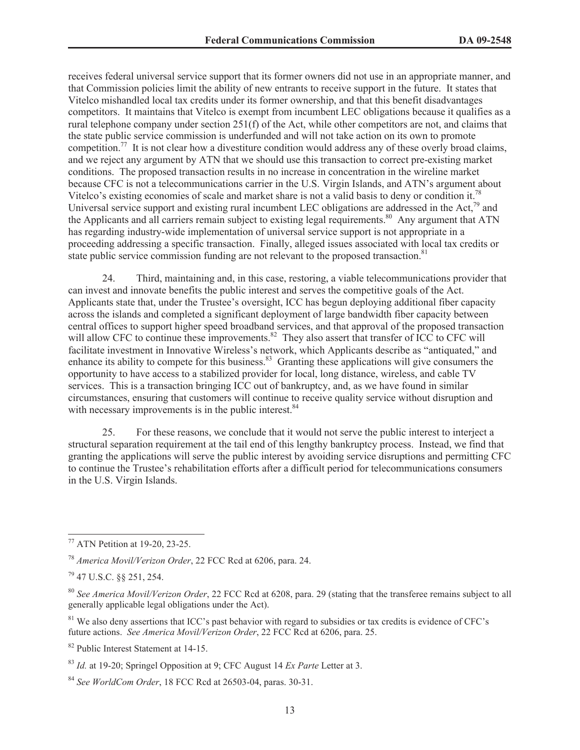receives federal universal service support that its former owners did not use in an appropriate manner, and that Commission policies limit the ability of new entrants to receive support in the future. It states that Vitelco mishandled local tax credits under its former ownership, and that this benefit disadvantages competitors. It maintains that Vitelco is exempt from incumbent LEC obligations because it qualifies as a rural telephone company under section 251(f) of the Act, while other competitors are not, and claims that the state public service commission is underfunded and will not take action on its own to promote competition.[77] It is not clear how a divestiture condition would address any of these overly broad claims, and we reject any argument by ATN that we should use this transaction to correct pre-existing market conditions. The proposed transaction results in no increase in concentration in the wireline market because CFC is not a telecommunications carrier in the U.S. Virgin Islands, and ATN's argument about Vitelco's existing economies of scale and market share is not a valid basis to deny or condition it.[78] Universal service support and existing rural incumbent LEC obligations are addressed in the Act,[79] and the Applicants and all carriers remain subject to existing legal requirements.[80] Any argument that ATN has regarding industry-wide implementation of universal service support is not appropriate in a proceeding addressing a specific transaction. Finally, alleged issues associated with local tax credits or state public service commission funding are not relevant to the proposed transaction.[81]

24. Third, maintaining and, in this case, restoring, a viable telecommunications provider that can invest and innovate benefits the public interest and serves the competitive goals of the Act. Applicants state that, under the Trustee's oversight, ICC has begun deploying additional fiber capacity across the islands and completed a significant deployment of large bandwidth fiber capacity between central offices to support higher speed broadband services, and that approval of the proposed transaction will allow CFC to continue these improvements.[82] They also assert that transfer of ICC to CFC will facilitate investment in Innovative Wireless's network, which Applicants describe as "antiquated," and enhance its ability to compete for this business.[83] Granting these applications will give consumers the opportunity to have access to a stabilized provider for local, long distance, wireless, and cable TV services. This is a transaction bringing ICC out of bankruptcy, and, as we have found in similar circumstances, ensuring that customers will continue to receive quality service without disruption and with necessary improvements is in the public interest.[84]

25. For these reasons, we conclude that it would not serve the public interest to interject a structural separation requirement at the tail end of this lengthy bankruptcy process. Instead, we find that granting the applications will serve the public interest by avoiding service disruptions and permitting CFC to continue the Trustee's rehabilitation efforts after a difficult period for telecommunications consumers in the U.S. Virgin Islands.

---

[77] ATN Petition at 19-20, 23-25.

[78] *America Movil/Verizon Order*, 22 FCC Rcd at 6206, para. 24.

[79] 47 U.S.C. §§ 251, 254.

[80] *See America Movil/Verizon Order*, 22 FCC Rcd at 6208, para. 29 (stating that the transferee remains subject to all generally applicable legal obligations under the Act).

[81] We also deny assertions that ICC's past behavior with regard to subsidies or tax credits is evidence of CFC's future actions. *See America Movil/Verizon Order*, 22 FCC Rcd at 6206, para. 25.

[82] Public Interest Statement at 14-15.

[83] *Id.* at 19-20; Springel Opposition at 9; CFC August 14 *Ex Parte* Letter at 3.

[84] *See WorldCom Order*, 18 FCC Rcd at 26503-04, paras. 30-31.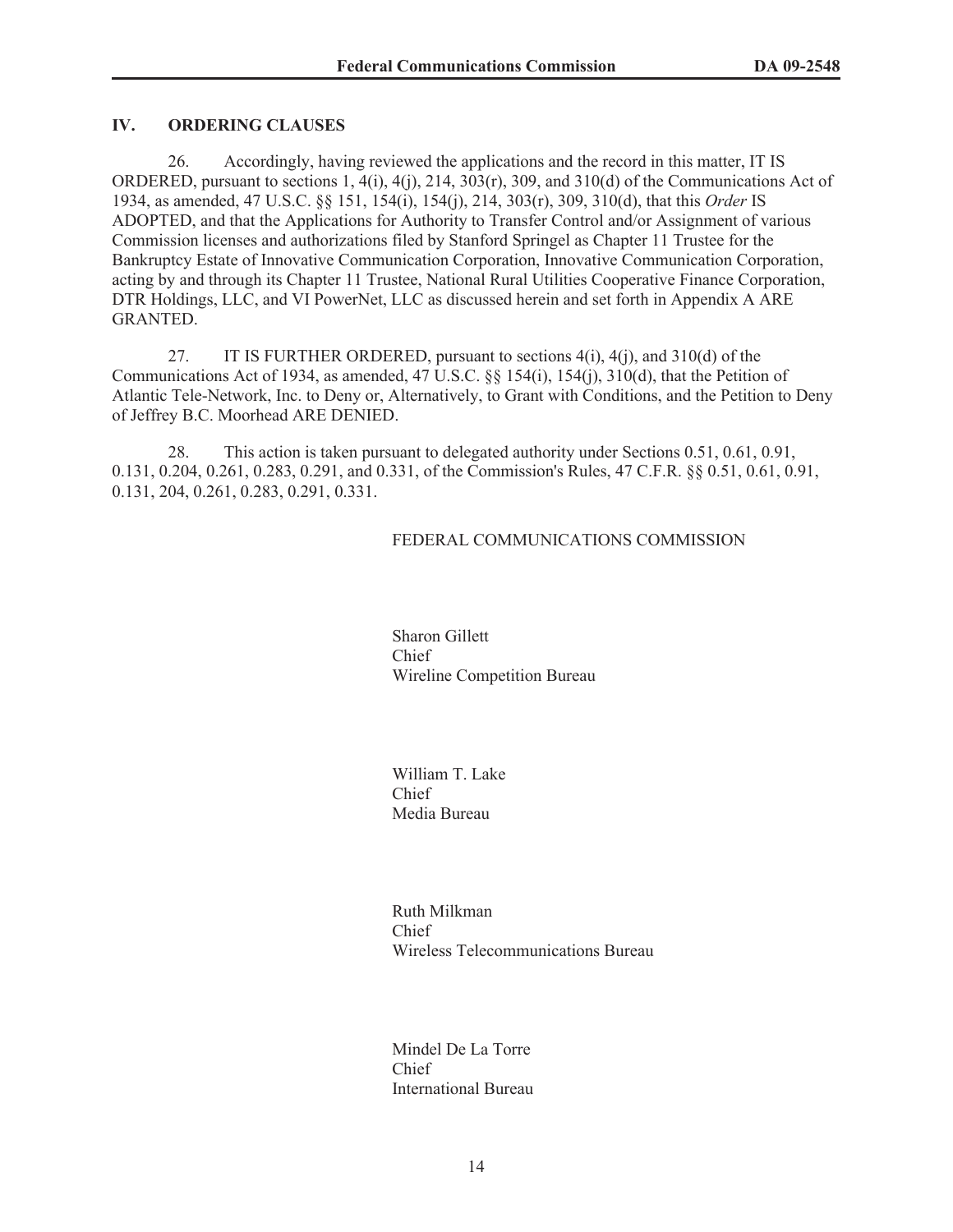## IV. ORDERING CLAUSES

26. Accordingly, having reviewed the applications and the record in this matter, IT IS ORDERED, pursuant to sections 1, 4(i), 4(j), 214, 303(r), 309, and 310(d) of the Communications Act of 1934, as amended, 47 U.S.C. §§ 151, 154(i), 154(j), 214, 303(r), 309, 310(d), that this *Order* IS ADOPTED, and that the Applications for Authority to Transfer Control and/or Assignment of various Commission licenses and authorizations filed by Stanford Springel as Chapter 11 Trustee for the Bankruptcy Estate of Innovative Communication Corporation, Innovative Communication Corporation, acting by and through its Chapter 11 Trustee, National Rural Utilities Cooperative Finance Corporation, DTR Holdings, LLC, and VI PowerNet, LLC as discussed herein and set forth in Appendix A ARE GRANTED.

27. IT IS FURTHER ORDERED, pursuant to sections 4(i), 4(j), and 310(d) of the Communications Act of 1934, as amended, 47 U.S.C. §§ 154(i), 154(j), 310(d), that the Petition of Atlantic Tele-Network, Inc. to Deny or, Alternatively, to Grant with Conditions, and the Petition to Deny of Jeffrey B.C. Moorhead ARE DENIED.

28. This action is taken pursuant to delegated authority under Sections 0.51, 0.61, 0.91, 0.131, 0.204, 0.261, 0.283, 0.291, and 0.331, of the Commission's Rules, 47 C.F.R. §§ 0.51, 0.61, 0.91, 0.131, 204, 0.261, 0.283, 0.291, 0.331.

FEDERAL COMMUNICATIONS COMMISSION

Sharon Gillett
Chief
Wireline Competition Bureau

William T. Lake
Chief
Media Bureau

Ruth Milkman
Chief
Wireless Telecommunications Bureau

Mindel De La Torre
Chief
International Bureau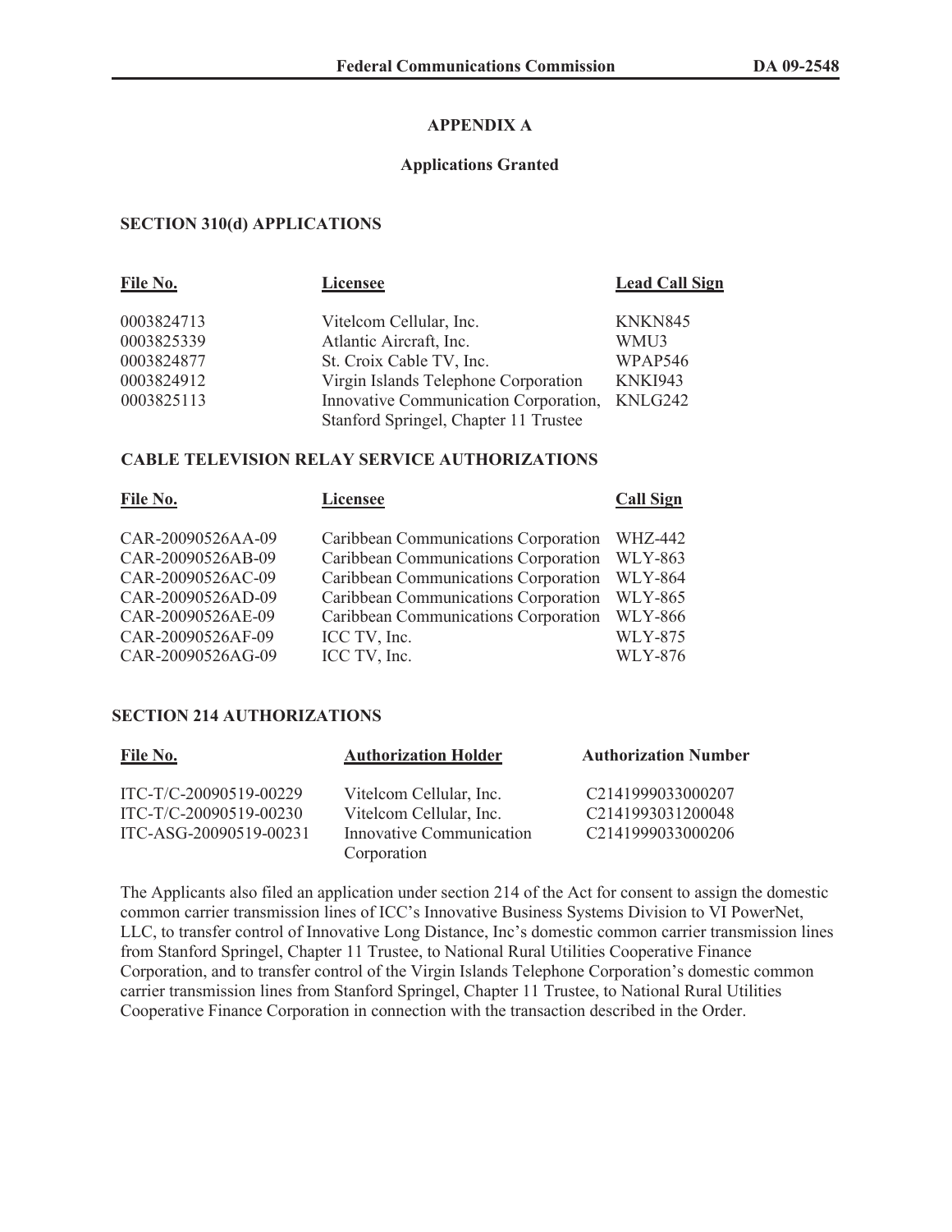## APPENDIX A

### Applications Granted

**SECTION 310(d) APPLICATIONS**

| File No. | Licensee | Lead Call Sign |
|---|---|---|
| 0003824713 | Vitelcom Cellular, Inc. | KNKN845 |
| 0003825339 | Atlantic Aircraft, Inc. | WMU3 |
| 0003824877 | St. Croix Cable TV, Inc. | WPAP546 |
| 0003824912 | Virgin Islands Telephone Corporation | KNKI943 |
| 0003825113 | Innovative Communication Corporation, Stanford Springel, Chapter 11 Trustee | KNLG242 |

**CABLE TELEVISION RELAY SERVICE AUTHORIZATIONS**

| File No. | Licensee | Call Sign |
|---|---|---|
| CAR-20090526AA-09 | Caribbean Communications Corporation | WHZ-442 |
| CAR-20090526AB-09 | Caribbean Communications Corporation | WLY-863 |
| CAR-20090526AC-09 | Caribbean Communications Corporation | WLY-864 |
| CAR-20090526AD-09 | Caribbean Communications Corporation | WLY-865 |
| CAR-20090526AE-09 | Caribbean Communications Corporation | WLY-866 |
| CAR-20090526AF-09 | ICC TV, Inc. | WLY-875 |
| CAR-20090526AG-09 | ICC TV, Inc. | WLY-876 |

**SECTION 214 AUTHORIZATIONS**

| File No. | Authorization Holder | Authorization Number |
|---|---|---|
| ITC-T/C-20090519-00229 | Vitelcom Cellular, Inc. | C2141999033000207 |
| ITC-T/C-20090519-00230 | Vitelcom Cellular, Inc. | C2141993031200048 |
| ITC-ASG-20090519-00231 | Innovative Communication Corporation | C2141999033000206 |

The Applicants also filed an application under section 214 of the Act for consent to assign the domestic common carrier transmission lines of ICC's Innovative Business Systems Division to VI PowerNet, LLC, to transfer control of Innovative Long Distance, Inc's domestic common carrier transmission lines from Stanford Springel, Chapter 11 Trustee, to National Rural Utilities Cooperative Finance Corporation, and to transfer control of the Virgin Islands Telephone Corporation's domestic common carrier transmission lines from Stanford Springel, Chapter 11 Trustee, to National Rural Utilities Cooperative Finance Corporation in connection with the transaction described in the Order.